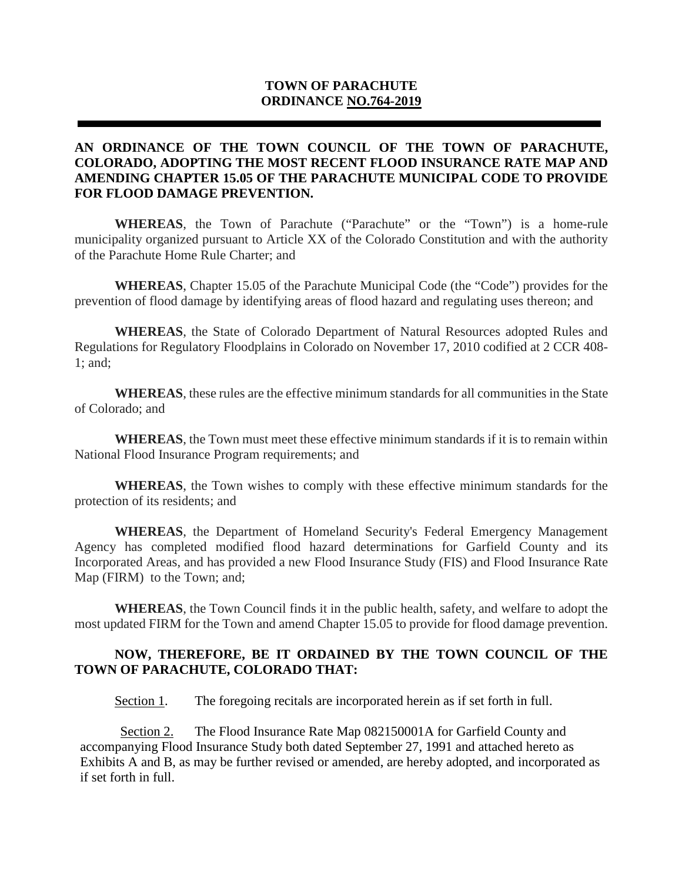# TOWN OF PARACHUTE
## ORDINANCE NO.764-2019

---

**AN ORDINANCE OF THE TOWN COUNCIL OF THE TOWN OF PARACHUTE, COLORADO, ADOPTING THE MOST RECENT FLOOD INSURANCE RATE MAP AND AMENDING CHAPTER 15.05 OF THE PARACHUTE MUNICIPAL CODE TO PROVIDE FOR FLOOD DAMAGE PREVENTION.**

**WHEREAS**, the Town of Parachute ("Parachute" or the "Town") is a home-rule municipality organized pursuant to Article XX of the Colorado Constitution and with the authority of the Parachute Home Rule Charter; and

**WHEREAS**, Chapter 15.05 of the Parachute Municipal Code (the "Code") provides for the prevention of flood damage by identifying areas of flood hazard and regulating uses thereon; and

**WHEREAS**, the State of Colorado Department of Natural Resources adopted Rules and Regulations for Regulatory Floodplains in Colorado on November 17, 2010 codified at 2 CCR 408-1; and;

**WHEREAS**, these rules are the effective minimum standards for all communities in the State of Colorado; and

**WHEREAS**, the Town must meet these effective minimum standards if it is to remain within National Flood Insurance Program requirements; and

**WHEREAS**, the Town wishes to comply with these effective minimum standards for the protection of its residents; and

**WHEREAS**, the Department of Homeland Security's Federal Emergency Management Agency has completed modified flood hazard determinations for Garfield County and its Incorporated Areas, and has provided a new Flood Insurance Study (FIS) and Flood Insurance Rate Map (FIRM) to the Town; and;

**WHEREAS**, the Town Council finds it in the public health, safety, and welfare to adopt the most updated FIRM for the Town and amend Chapter 15.05 to provide for flood damage prevention.

**NOW, THEREFORE, BE IT ORDAINED BY THE TOWN COUNCIL OF THE TOWN OF PARACHUTE, COLORADO THAT:**

Section 1. The foregoing recitals are incorporated herein as if set forth in full.

Section 2. The Flood Insurance Rate Map 082150001A for Garfield County and accompanying Flood Insurance Study both dated September 27, 1991 and attached hereto as Exhibits A and B, as may be further revised or amended, are hereby adopted, and incorporated as if set forth in full.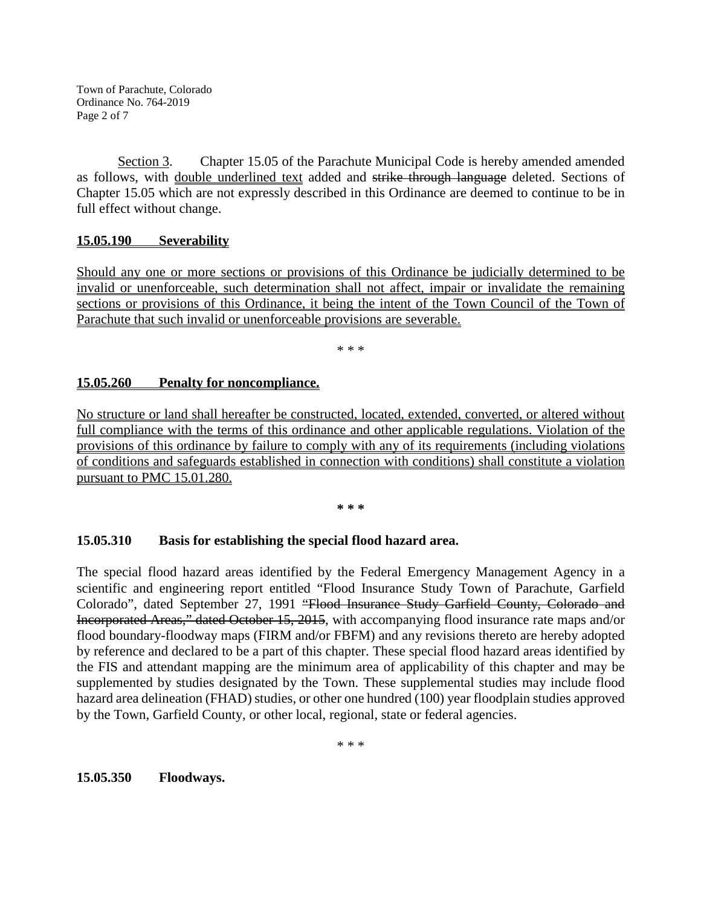Section 3. Chapter 15.05 of the Parachute Municipal Code is hereby amended amended as follows, with double underlined text added and ~~strike through language~~ deleted. Sections of Chapter 15.05 which are not expressly described in this Ordinance are deemed to continue to be in full effect without change.

**15.05.190 Severability**

Should any one or more sections or provisions of this Ordinance be judicially determined to be invalid or unenforceable, such determination shall not affect, impair or invalidate the remaining sections or provisions of this Ordinance, it being the intent of the Town Council of the Town of Parachute that such invalid or unenforceable provisions are severable.

\* \* \*

**15.05.260 Penalty for noncompliance.**

No structure or land shall hereafter be constructed, located, extended, converted, or altered without full compliance with the terms of this ordinance and other applicable regulations. Violation of the provisions of this ordinance by failure to comply with any of its requirements (including violations of conditions and safeguards established in connection with conditions) shall constitute a violation pursuant to PMC 15.01.280.

**\* \* \***

**15.05.310 Basis for establishing the special flood hazard area.**

The special flood hazard areas identified by the Federal Emergency Management Agency in a scientific and engineering report entitled "Flood Insurance Study Town of Parachute, Garfield Colorado", dated September 27, 1991 ~~"Flood Insurance Study Garfield County, Colorado and Incorporated Areas," dated October 15, 2015~~, with accompanying flood insurance rate maps and/or flood boundary-floodway maps (FIRM and/or FBFM) and any revisions thereto are hereby adopted by reference and declared to be a part of this chapter. These special flood hazard areas identified by the FIS and attendant mapping are the minimum area of applicability of this chapter and may be supplemented by studies designated by the Town. These supplemental studies may include flood hazard area delineation (FHAD) studies, or other one hundred (100) year floodplain studies approved by the Town, Garfield County, or other local, regional, state or federal agencies.

\* \* \*

**15.05.350 Floodways.**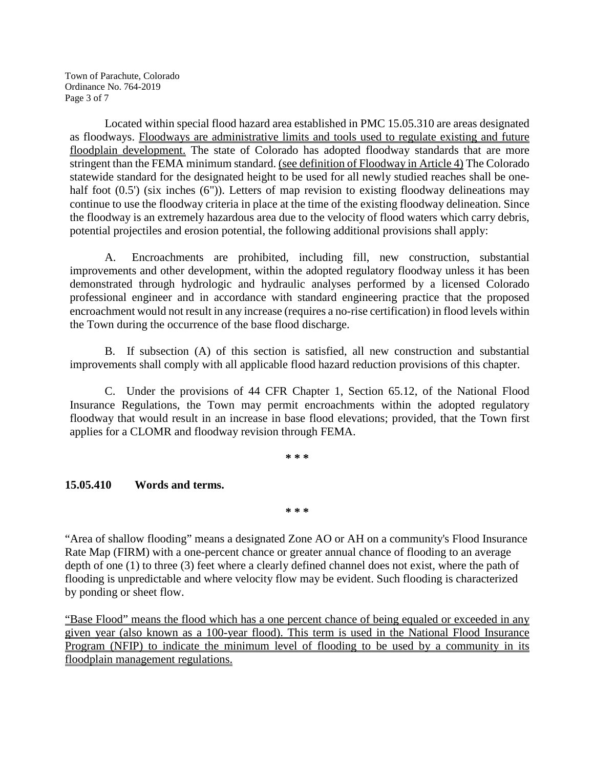Located within special flood hazard area established in PMC 15.05.310 are areas designated as floodways. Floodways are administrative limits and tools used to regulate existing and future floodplain development. The state of Colorado has adopted floodway standards that are more stringent than the FEMA minimum standard. (see definition of Floodway in Article 4) The Colorado statewide standard for the designated height to be used for all newly studied reaches shall be one-half foot (0.5') (six inches (6")). Letters of map revision to existing floodway delineations may continue to use the floodway criteria in place at the time of the existing floodway delineation. Since the floodway is an extremely hazardous area due to the velocity of flood waters which carry debris, potential projectiles and erosion potential, the following additional provisions shall apply:

A. Encroachments are prohibited, including fill, new construction, substantial improvements and other development, within the adopted regulatory floodway unless it has been demonstrated through hydrologic and hydraulic analyses performed by a licensed Colorado professional engineer and in accordance with standard engineering practice that the proposed encroachment would not result in any increase (requires a no-rise certification) in flood levels within the Town during the occurrence of the base flood discharge.

B. If subsection (A) of this section is satisfied, all new construction and substantial improvements shall comply with all applicable flood hazard reduction provisions of this chapter.

C. Under the provisions of 44 CFR Chapter 1, Section 65.12, of the National Flood Insurance Regulations, the Town may permit encroachments within the adopted regulatory floodway that would result in an increase in base flood elevations; provided, that the Town first applies for a CLOMR and floodway revision through FEMA.

\* \* \*

**15.05.410 Words and terms.**

\* \* \*

"Area of shallow flooding" means a designated Zone AO or AH on a community's Flood Insurance Rate Map (FIRM) with a one-percent chance or greater annual chance of flooding to an average depth of one (1) to three (3) feet where a clearly defined channel does not exist, where the path of flooding is unpredictable and where velocity flow may be evident. Such flooding is characterized by ponding or sheet flow.

"Base Flood" means the flood which has a one percent chance of being equaled or exceeded in any given year (also known as a 100-year flood). This term is used in the National Flood Insurance Program (NFIP) to indicate the minimum level of flooding to be used by a community in its floodplain management regulations.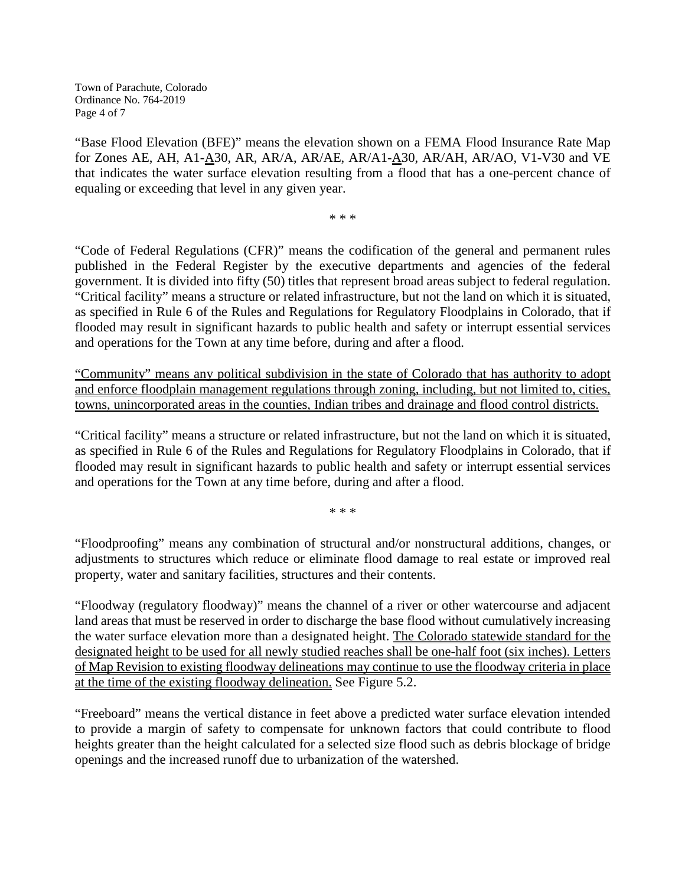"Base Flood Elevation (BFE)" means the elevation shown on a FEMA Flood Insurance Rate Map for Zones AE, AH, A1-A30, AR, AR/A, AR/AE, AR/A1-A30, AR/AH, AR/AO, V1-V30 and VE that indicates the water surface elevation resulting from a flood that has a one-percent chance of equaling or exceeding that level in any given year.

\* \* \*

"Code of Federal Regulations (CFR)" means the codification of the general and permanent rules published in the Federal Register by the executive departments and agencies of the federal government. It is divided into fifty (50) titles that represent broad areas subject to federal regulation. "Critical facility" means a structure or related infrastructure, but not the land on which it is situated, as specified in Rule 6 of the Rules and Regulations for Regulatory Floodplains in Colorado, that if flooded may result in significant hazards to public health and safety or interrupt essential services and operations for the Town at any time before, during and after a flood.

<u>"Community" means any political subdivision in the state of Colorado that has authority to adopt and enforce floodplain management regulations through zoning, including, but not limited to, cities, towns, unincorporated areas in the counties, Indian tribes and drainage and flood control districts.</u>

"Critical facility" means a structure or related infrastructure, but not the land on which it is situated, as specified in Rule 6 of the Rules and Regulations for Regulatory Floodplains in Colorado, that if flooded may result in significant hazards to public health and safety or interrupt essential services and operations for the Town at any time before, during and after a flood.

\* \* \*

"Floodproofing" means any combination of structural and/or nonstructural additions, changes, or adjustments to structures which reduce or eliminate flood damage to real estate or improved real property, water and sanitary facilities, structures and their contents.

"Floodway (regulatory floodway)" means the channel of a river or other watercourse and adjacent land areas that must be reserved in order to discharge the base flood without cumulatively increasing the water surface elevation more than a designated height. <u>The Colorado statewide standard for the designated height to be used for all newly studied reaches shall be one-half foot (six inches). Letters of Map Revision to existing floodway delineations may continue to use the floodway criteria in place at the time of the existing floodway delineation.</u> See Figure 5.2.

"Freeboard" means the vertical distance in feet above a predicted water surface elevation intended to provide a margin of safety to compensate for unknown factors that could contribute to flood heights greater than the height calculated for a selected size flood such as debris blockage of bridge openings and the increased runoff due to urbanization of the watershed.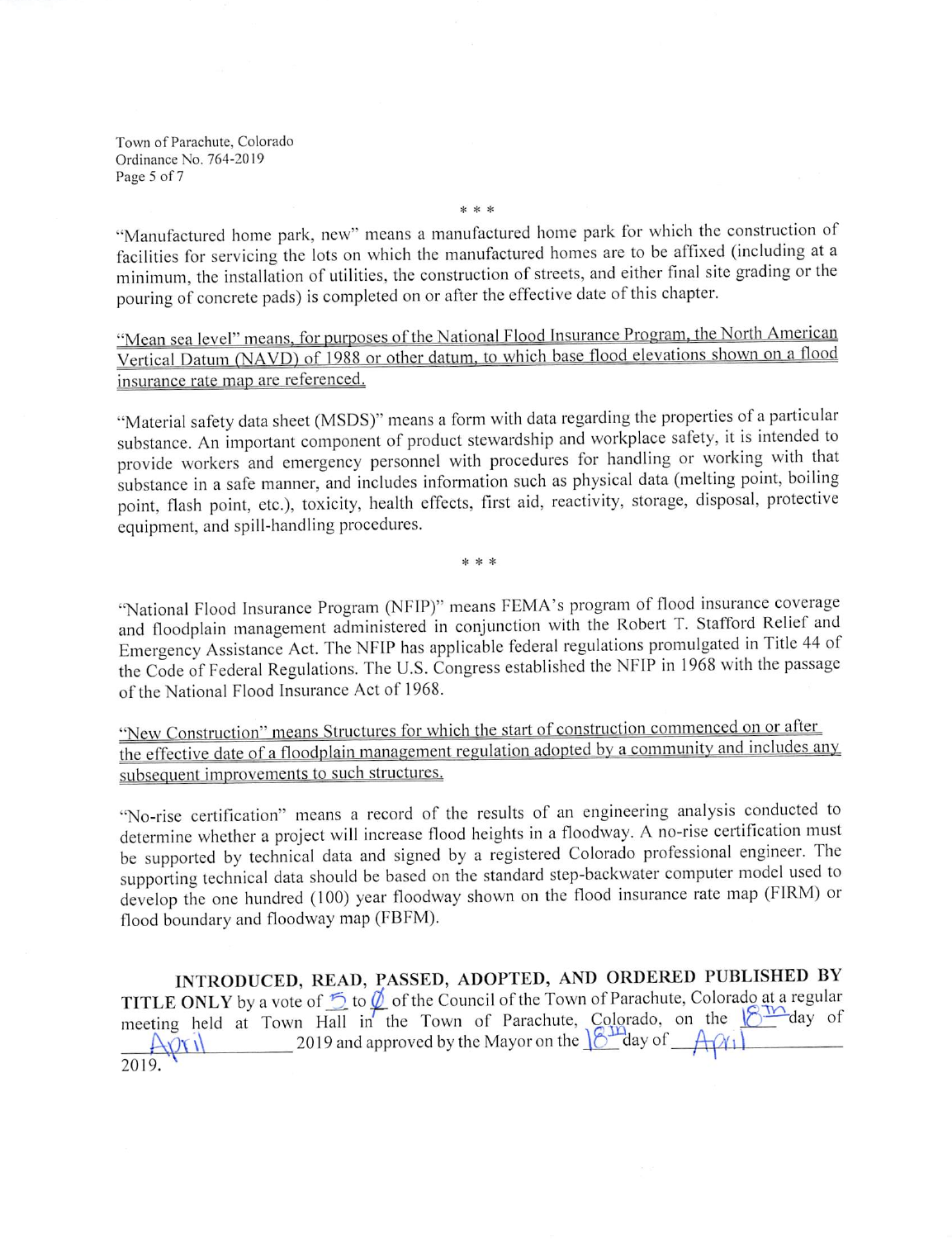\* \* \*

"Manufactured home park, new" means a manufactured home park for which the construction of facilities for servicing the lots on which the manufactured homes are to be affixed (including at a minimum, the installation of utilities, the construction of streets, and either final site grading or the pouring of concrete pads) is completed on or after the effective date of this chapter.

<u>"Mean sea level" means, for purposes of the National Flood Insurance Program, the North American Vertical Datum (NAVD) of 1988 or other datum, to which base flood elevations shown on a flood insurance rate map are referenced.</u>

"Material safety data sheet (MSDS)" means a form with data regarding the properties of a particular substance. An important component of product stewardship and workplace safety, it is intended to provide workers and emergency personnel with procedures for handling or working with that substance in a safe manner, and includes information such as physical data (melting point, boiling point, flash point, etc.), toxicity, health effects, first aid, reactivity, storage, disposal, protective equipment, and spill-handling procedures.

\* \* \*

"National Flood Insurance Program (NFIP)" means FEMA's program of flood insurance coverage and floodplain management administered in conjunction with the Robert T. Stafford Relief and Emergency Assistance Act. The NFIP has applicable federal regulations promulgated in Title 44 of the Code of Federal Regulations. The U.S. Congress established the NFIP in 1968 with the passage of the National Flood Insurance Act of 1968.

<u>"New Construction" means Structures for which the start of construction commenced on or after the effective date of a floodplain management regulation adopted by a community and includes any subsequent improvements to such structures.</u>

"No-rise certification" means a record of the results of an engineering analysis conducted to determine whether a project will increase flood heights in a floodway. A no-rise certification must be supported by technical data and signed by a registered Colorado professional engineer. The supporting technical data should be based on the standard step-backwater computer model used to develop the one hundred (100) year floodway shown on the flood insurance rate map (FIRM) or flood boundary and floodway map (FBFM).

**INTRODUCED, READ, PASSED, ADOPTED, AND ORDERED PUBLISHED BY TITLE ONLY** by a vote of 5 to 0 of the Council of the Town of Parachute, Colorado at a regular meeting held at Town Hall in the Town of Parachute, Colorado, on the 18th day of April 2019 and approved by the Mayor on the 18th day of April 2019.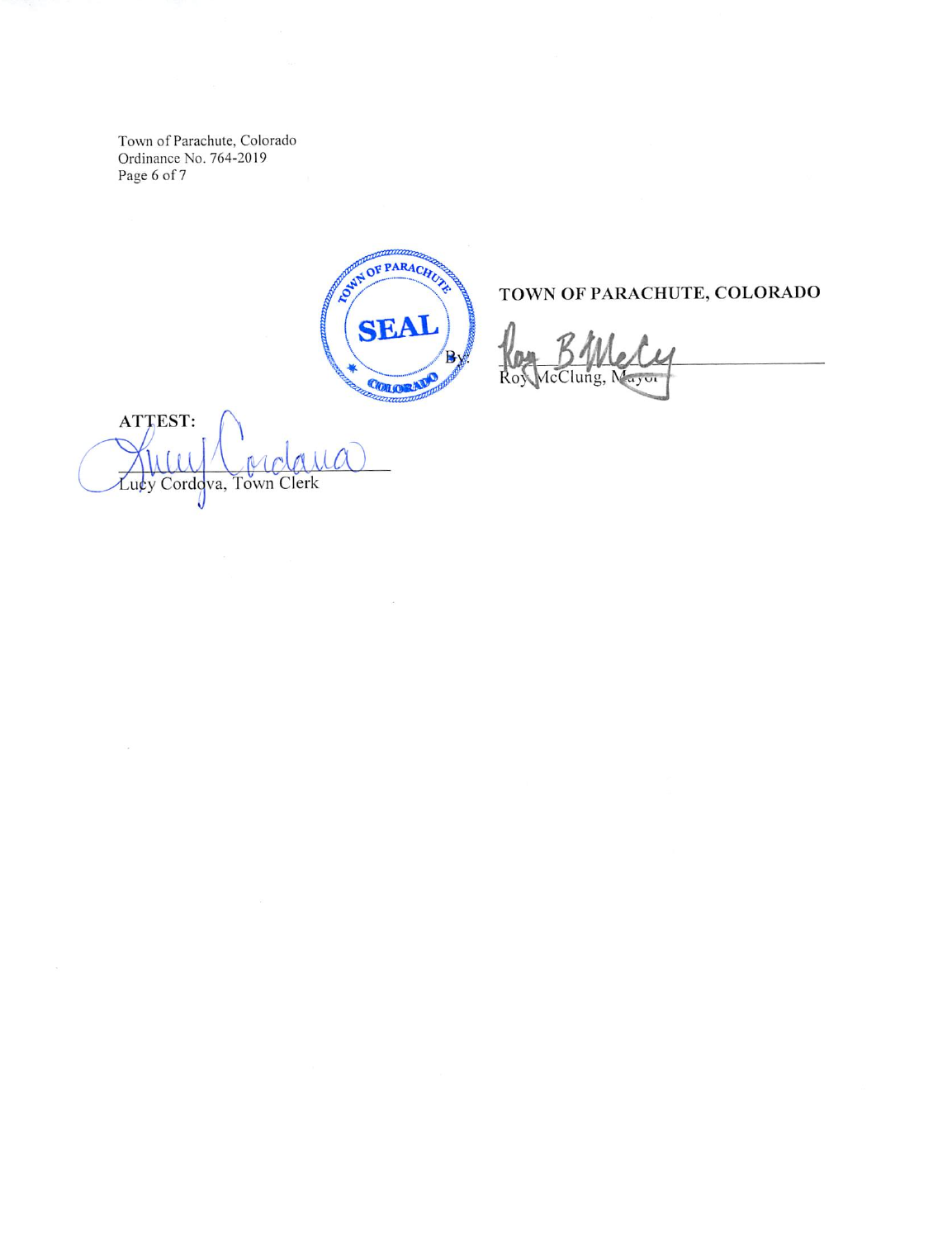TOWN OF PARACHUTE, COLORADO

By: ______________________
Roy McClung, Mayor

ATTEST:

______________________
Lucy Cordova, Town Clerk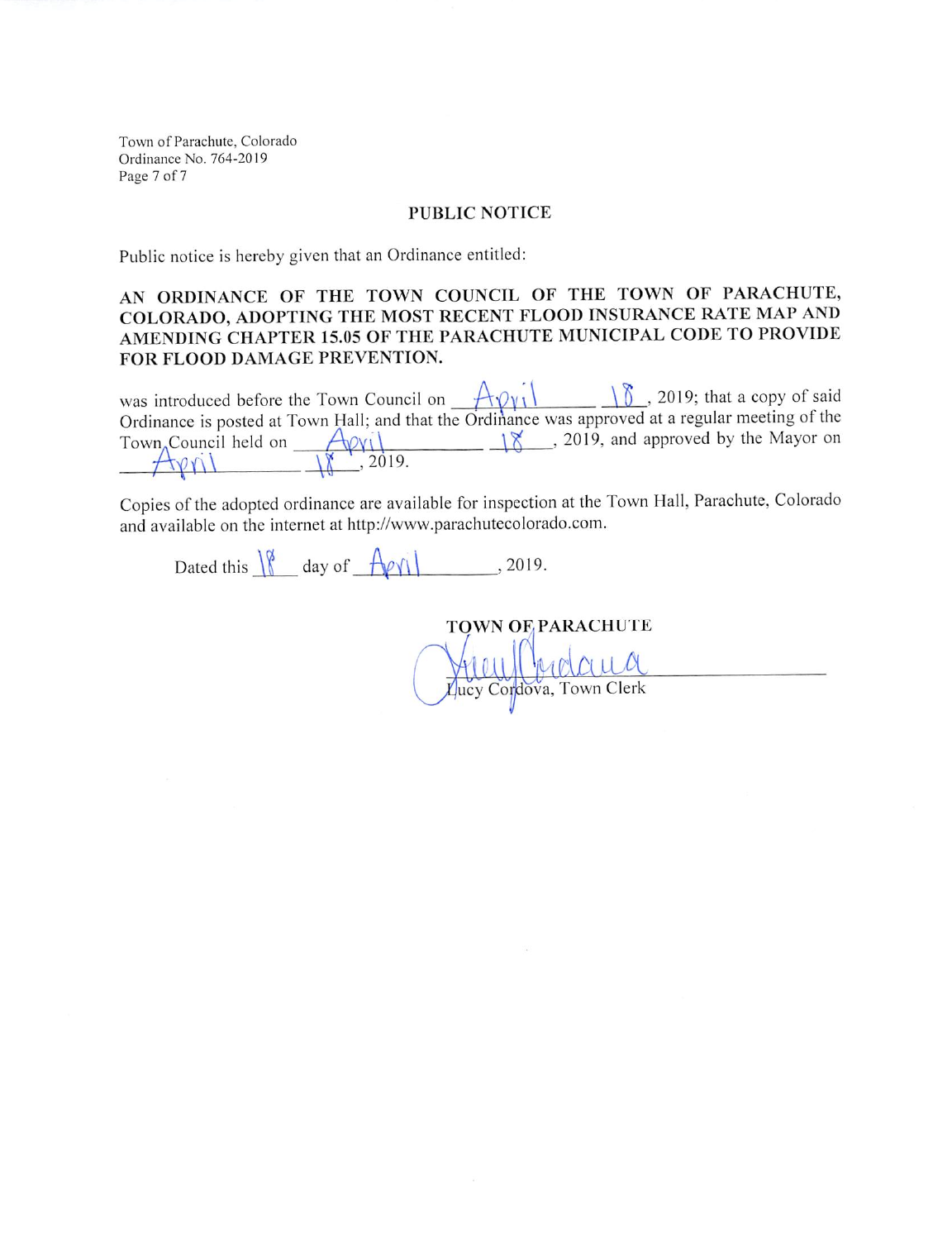## PUBLIC NOTICE

Public notice is hereby given that an Ordinance entitled:

**AN ORDINANCE OF THE TOWN COUNCIL OF THE TOWN OF PARACHUTE, COLORADO, ADOPTING THE MOST RECENT FLOOD INSURANCE RATE MAP AND AMENDING CHAPTER 15.05 OF THE PARACHUTE MUNICIPAL CODE TO PROVIDE FOR FLOOD DAMAGE PREVENTION.**

was introduced before the Town Council on April 18, 2019; that a copy of said Ordinance is posted at Town Hall; and that the Ordinance was approved at a regular meeting of the Town Council held on April 18, 2019, and approved by the Mayor on April 18, 2019.

Copies of the adopted ordinance are available for inspection at the Town Hall, Parachute, Colorado and available on the internet at http://www.parachutecolorado.com.

Dated this 18 day of April, 2019.

**TOWN OF PARACHUTE**

Lucy Cordova, Town Clerk